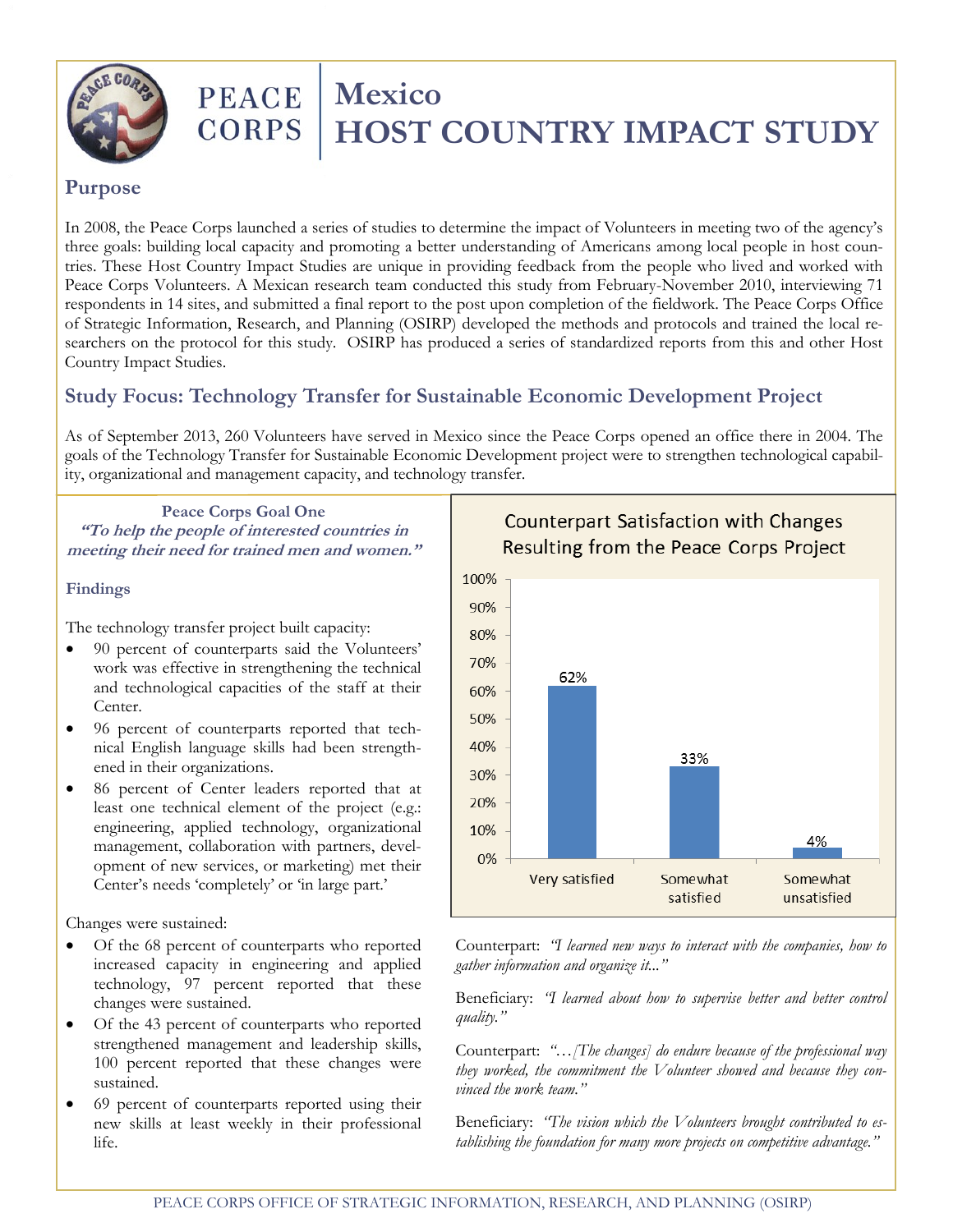# PEACE CORPS | Mexico HOST COUNTRY IMPACT STUDY

## Purpose

In 2008, the Peace Corps launched a series of studies to determine the impact of Volunteers in meeting two of the agency's three goals: building local capacity and promoting a better understanding of Americans among local people in host countries. These Host Country Impact Studies are unique in providing feedback from the people who lived and worked with Peace Corps Volunteers. A Mexican research team conducted this study from February-November 2010, interviewing 71 respondents in 14 sites, and submitted a final report to the post upon completion of the fieldwork. The Peace Corps Office of Strategic Information, Research, and Planning (OSIRP) developed the methods and protocols and trained the local researchers on the protocol for this study. OSIRP has produced a series of standardized reports from this and other Host Country Impact Studies.

## Study Focus: Technology Transfer for Sustainable Economic Development Project

As of September 2013, 260 Volunteers have served in Mexico since the Peace Corps opened an office there in 2004. The goals of the Technology Transfer for Sustainable Economic Development project were to strengthen technological capability, organizational and management capacity, and technology transfer.

### Peace Corps Goal One

***"To help the people of interested countries in meeting their need for trained men and women."***

### Findings

The technology transfer project built capacity:

- 90 percent of counterparts said the Volunteers' work was effective in strengthening the technical and technological capacities of the staff at their Center.
- 96 percent of counterparts reported that technical English language skills had been strengthened in their organizations.
- 86 percent of Center leaders reported that at least one technical element of the project (e.g.: engineering, applied technology, organizational management, collaboration with partners, development of new services, or marketing) met their Center's needs 'completely' or 'in large part.'

Changes were sustained:

- Of the 68 percent of counterparts who reported increased capacity in engineering and applied technology, 97 percent reported that these changes were sustained.
- Of the 43 percent of counterparts who reported strengthened management and leadership skills, 100 percent reported that these changes were sustained.
- 69 percent of counterparts reported using their new skills at least weekly in their professional life.

**Counterpart Satisfaction with Changes Resulting from the Peace Corps Project**

| Satisfaction | Percent |
|---|---|
| Very satisfied | 62% |
| Somewhat satisfied | 33% |
| Somewhat unsatisfied | 4% |

Counterpart: *"I learned new ways to interact with the companies, how to gather information and organize it..."*

Beneficiary: *"I learned about how to supervise better and better control quality."*

Counterpart: *"…[The changes] do endure because of the professional way they worked, the commitment the Volunteer showed and because they convinced the work team."*

Beneficiary: *"The vision which the Volunteers brought contributed to establishing the foundation for many more projects on competitive advantage."*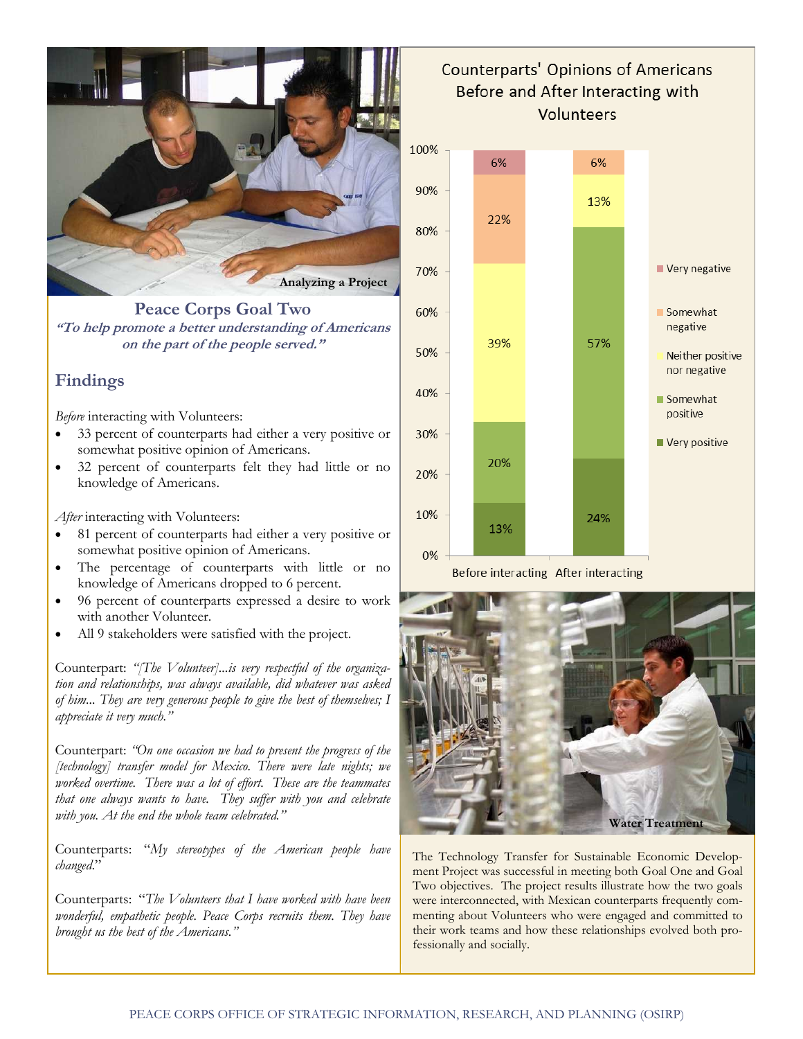Analyzing a Project

## Peace Corps Goal Two

***"To help promote a better understanding of Americans on the part of the people served."***

## Findings

*Before* interacting with Volunteers:

- 33 percent of counterparts had either a very positive or somewhat positive opinion of Americans.
- 32 percent of counterparts felt they had little or no knowledge of Americans.

*After* interacting with Volunteers:

- 81 percent of counterparts had either a very positive or somewhat positive opinion of Americans.
- The percentage of counterparts with little or no knowledge of Americans dropped to 6 percent.
- 96 percent of counterparts expressed a desire to work with another Volunteer.
- All 9 stakeholders were satisfied with the project.

Counterpart: *"[The Volunteer]...is very respectful of the organization and relationships, was always available, did whatever was asked of him... They are very generous people to give the best of themselves; I appreciate it very much."*

Counterpart: *"On one occasion we had to present the progress of the [technology] transfer model for Mexico. There were late nights; we worked overtime. There was a lot of effort. These are the teammates that one always wants to have. They suffer with you and celebrate with you. At the end the whole team celebrated."*

Counterparts: *"My stereotypes of the American people have changed."*

Counterparts: *"The Volunteers that I have worked with have been wonderful, empathetic people. Peace Corps recruits them. They have brought us the best of the Americans."*

Counterparts' Opinions of Americans Before and After Interacting with Volunteers

100%
90%
80%
70%
60%
50%
40%
30%
20%
10%
0%

Before interacting: 6%, 22%, 39%, 20%, 13%
After interacting: 6%, 13%, 57%, 24%

Very negative
Somewhat negative
Neither positive nor negative
Somewhat positive
Very positive

Water Treatment

The Technology Transfer for Sustainable Economic Development Project was successful in meeting both Goal One and Goal Two objectives. The project results illustrate how the two goals were interconnected, with Mexican counterparts frequently commenting about Volunteers who were engaged and committed to their work teams and how these relationships evolved both professionally and socially.